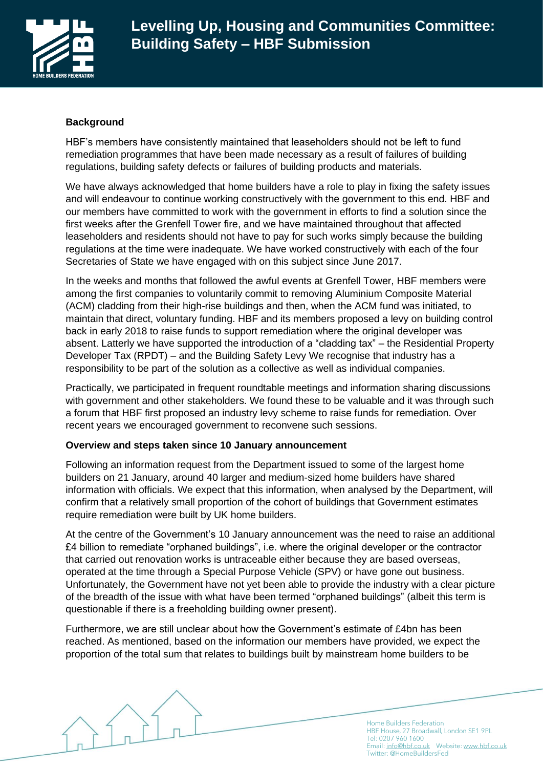# Levelling Up, Housing and Communities Committee: Building Safety – HBF Submission

## Background

HBF's members have consistently maintained that leaseholders should not be left to fund remediation programmes that have been made necessary as a result of failures of building regulations, building safety defects or failures of building products and materials.

We have always acknowledged that home builders have a role to play in fixing the safety issues and will endeavour to continue working constructively with the government to this end. HBF and our members have committed to work with the government in efforts to find a solution since the first weeks after the Grenfell Tower fire, and we have maintained throughout that affected leaseholders and residents should not have to pay for such works simply because the building regulations at the time were inadequate. We have worked constructively with each of the four Secretaries of State we have engaged with on this subject since June 2017.

In the weeks and months that followed the awful events at Grenfell Tower, HBF members were among the first companies to voluntarily commit to removing Aluminium Composite Material (ACM) cladding from their high-rise buildings and then, when the ACM fund was initiated, to maintain that direct, voluntary funding. HBF and its members proposed a levy on building control back in early 2018 to raise funds to support remediation where the original developer was absent. Latterly we have supported the introduction of a "cladding tax" – the Residential Property Developer Tax (RPDT) – and the Building Safety Levy We recognise that industry has a responsibility to be part of the solution as a collective as well as individual companies.

Practically, we participated in frequent roundtable meetings and information sharing discussions with government and other stakeholders. We found these to be valuable and it was through such a forum that HBF first proposed an industry levy scheme to raise funds for remediation. Over recent years we encouraged government to reconvene such sessions.

## Overview and steps taken since 10 January announcement

Following an information request from the Department issued to some of the largest home builders on 21 January, around 40 larger and medium-sized home builders have shared information with officials. We expect that this information, when analysed by the Department, will confirm that a relatively small proportion of the cohort of buildings that Government estimates require remediation were built by UK home builders.

At the centre of the Government's 10 January announcement was the need to raise an additional £4 billion to remediate "orphaned buildings", i.e. where the original developer or the contractor that carried out renovation works is untraceable either because they are based overseas, operated at the time through a Special Purpose Vehicle (SPV) or have gone out business. Unfortunately, the Government have not yet been able to provide the industry with a clear picture of the breadth of the issue with what have been termed "orphaned buildings" (albeit this term is questionable if there is a freeholding building owner present).

Furthermore, we are still unclear about how the Government's estimate of £4bn has been reached. As mentioned, based on the information our members have provided, we expect the proportion of the total sum that relates to buildings built by mainstream home builders to be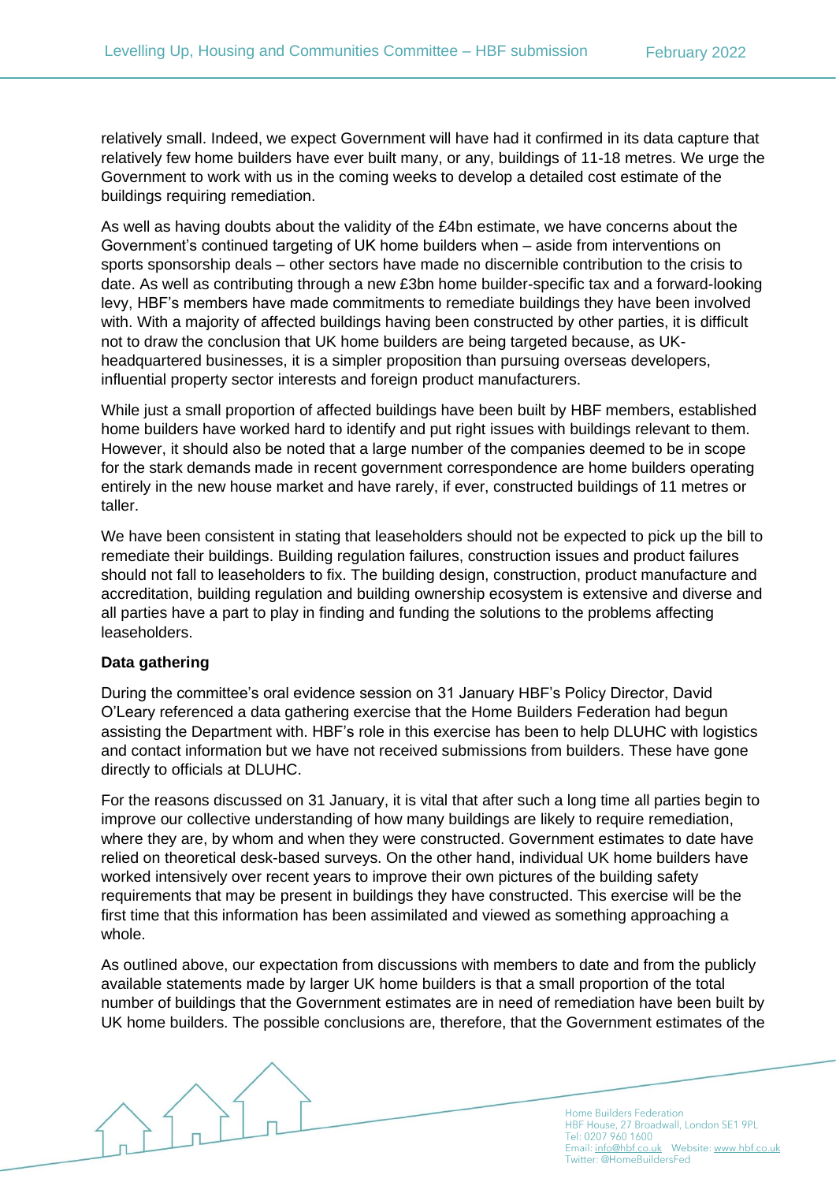relatively small. Indeed, we expect Government will have had it confirmed in its data capture that relatively few home builders have ever built many, or any, buildings of 11-18 metres. We urge the Government to work with us in the coming weeks to develop a detailed cost estimate of the buildings requiring remediation.

As well as having doubts about the validity of the £4bn estimate, we have concerns about the Government's continued targeting of UK home builders when – aside from interventions on sports sponsorship deals – other sectors have made no discernible contribution to the crisis to date. As well as contributing through a new £3bn home builder-specific tax and a forward-looking levy, HBF's members have made commitments to remediate buildings they have been involved with. With a majority of affected buildings having been constructed by other parties, it is difficult not to draw the conclusion that UK home builders are being targeted because, as UK-headquartered businesses, it is a simpler proposition than pursuing overseas developers, influential property sector interests and foreign product manufacturers.

While just a small proportion of affected buildings have been built by HBF members, established home builders have worked hard to identify and put right issues with buildings relevant to them. However, it should also be noted that a large number of the companies deemed to be in scope for the stark demands made in recent government correspondence are home builders operating entirely in the new house market and have rarely, if ever, constructed buildings of 11 metres or taller.

We have been consistent in stating that leaseholders should not be expected to pick up the bill to remediate their buildings. Building regulation failures, construction issues and product failures should not fall to leaseholders to fix. The building design, construction, product manufacture and accreditation, building regulation and building ownership ecosystem is extensive and diverse and all parties have a part to play in finding and funding the solutions to the problems affecting leaseholders.

**Data gathering**

During the committee's oral evidence session on 31 January HBF's Policy Director, David O'Leary referenced a data gathering exercise that the Home Builders Federation had begun assisting the Department with. HBF's role in this exercise has been to help DLUHC with logistics and contact information but we have not received submissions from builders. These have gone directly to officials at DLUHC.

For the reasons discussed on 31 January, it is vital that after such a long time all parties begin to improve our collective understanding of how many buildings are likely to require remediation, where they are, by whom and when they were constructed. Government estimates to date have relied on theoretical desk-based surveys. On the other hand, individual UK home builders have worked intensively over recent years to improve their own pictures of the building safety requirements that may be present in buildings they have constructed. This exercise will be the first time that this information has been assimilated and viewed as something approaching a whole.

As outlined above, our expectation from discussions with members to date and from the publicly available statements made by larger UK home builders is that a small proportion of the total number of buildings that the Government estimates are in need of remediation have been built by UK home builders. The possible conclusions are, therefore, that the Government estimates of the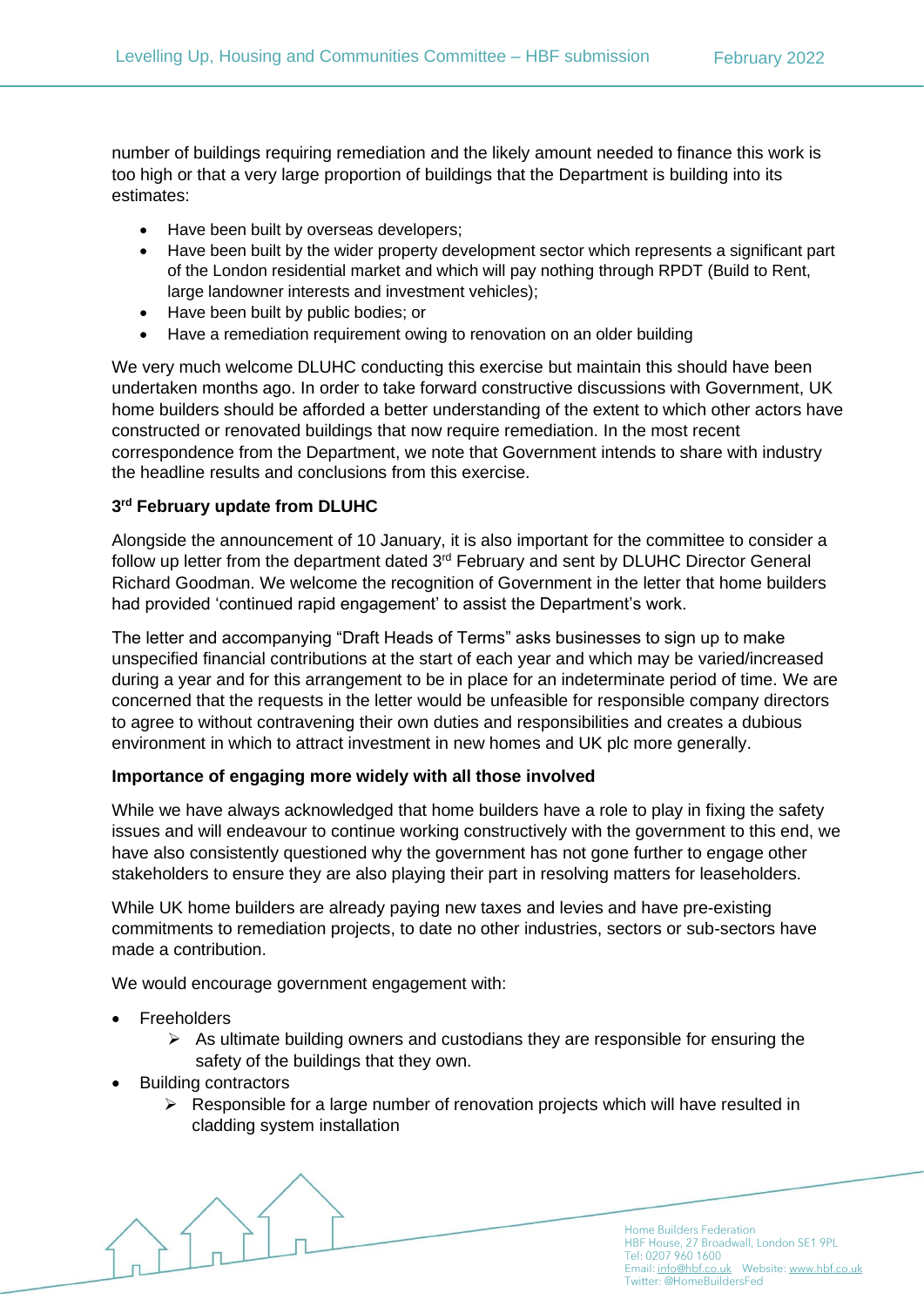number of buildings requiring remediation and the likely amount needed to finance this work is too high or that a very large proportion of buildings that the Department is building into its estimates:

- Have been built by overseas developers;
- Have been built by the wider property development sector which represents a significant part of the London residential market and which will pay nothing through RPDT (Build to Rent, large landowner interests and investment vehicles);
- Have been built by public bodies; or
- Have a remediation requirement owing to renovation on an older building

We very much welcome DLUHC conducting this exercise but maintain this should have been undertaken months ago. In order to take forward constructive discussions with Government, UK home builders should be afforded a better understanding of the extent to which other actors have constructed or renovated buildings that now require remediation. In the most recent correspondence from the Department, we note that Government intends to share with industry the headline results and conclusions from this exercise.

**3rd February update from DLUHC**

Alongside the announcement of 10 January, it is also important for the committee to consider a follow up letter from the department dated 3rd February and sent by DLUHC Director General Richard Goodman. We welcome the recognition of Government in the letter that home builders had provided 'continued rapid engagement' to assist the Department's work.

The letter and accompanying "Draft Heads of Terms" asks businesses to sign up to make unspecified financial contributions at the start of each year and which may be varied/increased during a year and for this arrangement to be in place for an indeterminate period of time. We are concerned that the requests in the letter would be unfeasible for responsible company directors to agree to without contravening their own duties and responsibilities and creates a dubious environment in which to attract investment in new homes and UK plc more generally.

**Importance of engaging more widely with all those involved**

While we have always acknowledged that home builders have a role to play in fixing the safety issues and will endeavour to continue working constructively with the government to this end, we have also consistently questioned why the government has not gone further to engage other stakeholders to ensure they are also playing their part in resolving matters for leaseholders.

While UK home builders are already paying new taxes and levies and have pre-existing commitments to remediation projects, to date no other industries, sectors or sub-sectors have made a contribution.

We would encourage government engagement with:

- Freeholders
  - As ultimate building owners and custodians they are responsible for ensuring the safety of the buildings that they own.
- Building contractors
  - Responsible for a large number of renovation projects which will have resulted in cladding system installation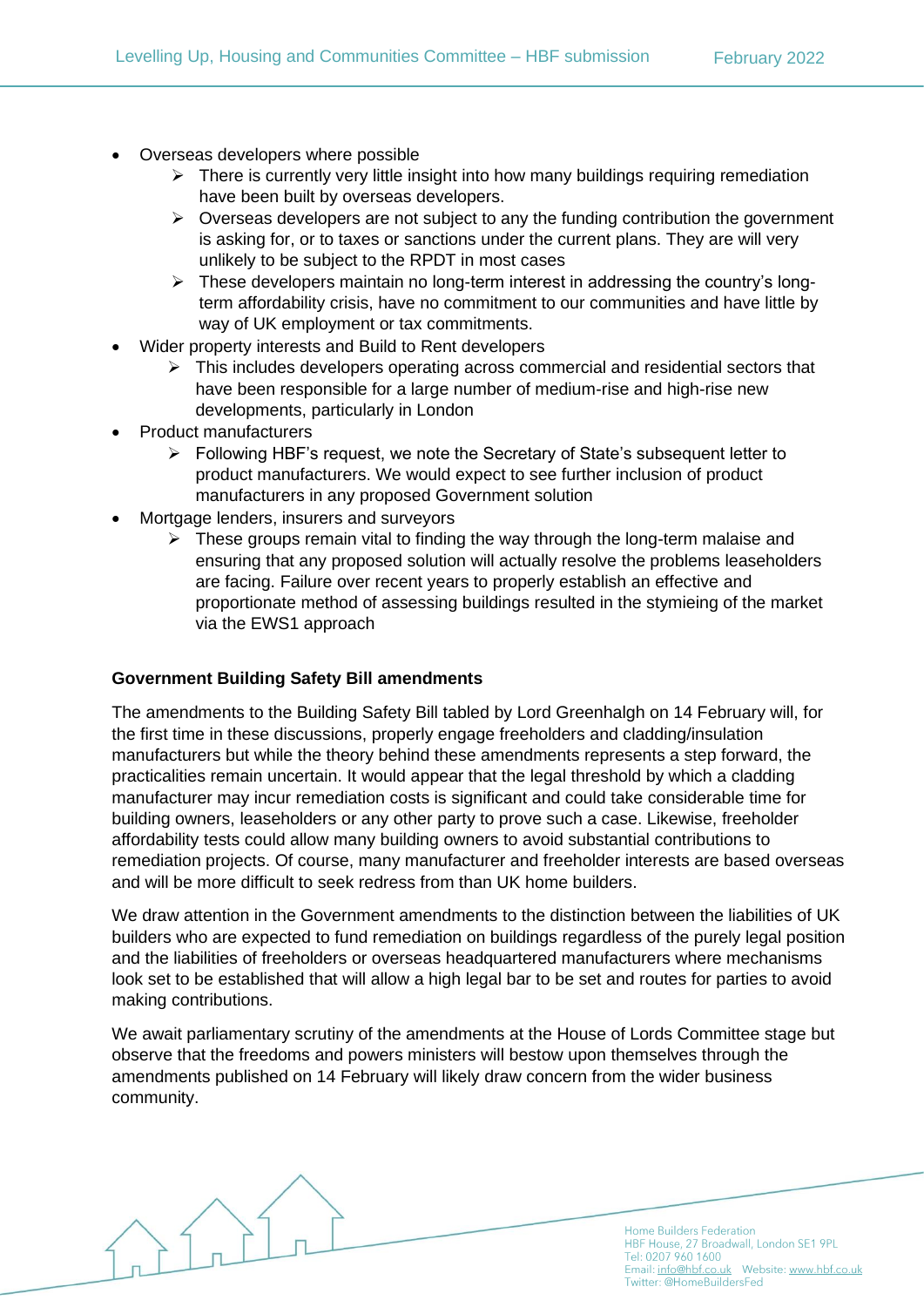- Overseas developers where possible
    - There is currently very little insight into how many buildings requiring remediation have been built by overseas developers.
    - Overseas developers are not subject to any the funding contribution the government is asking for, or to taxes or sanctions under the current plans. They are will very unlikely to be subject to the RPDT in most cases
    - These developers maintain no long-term interest in addressing the country's long-term affordability crisis, have no commitment to our communities and have little by way of UK employment or tax commitments.
- Wider property interests and Build to Rent developers
    - This includes developers operating across commercial and residential sectors that have been responsible for a large number of medium-rise and high-rise new developments, particularly in London
- Product manufacturers
    - Following HBF's request, we note the Secretary of State's subsequent letter to product manufacturers. We would expect to see further inclusion of product manufacturers in any proposed Government solution
- Mortgage lenders, insurers and surveyors
    - These groups remain vital to finding the way through the long-term malaise and ensuring that any proposed solution will actually resolve the problems leaseholders are facing. Failure over recent years to properly establish an effective and proportionate method of assessing buildings resulted in the stymieing of the market via the EWS1 approach

**Government Building Safety Bill amendments**

The amendments to the Building Safety Bill tabled by Lord Greenhalgh on 14 February will, for the first time in these discussions, properly engage freeholders and cladding/insulation manufacturers but while the theory behind these amendments represents a step forward, the practicalities remain uncertain. It would appear that the legal threshold by which a cladding manufacturer may incur remediation costs is significant and could take considerable time for building owners, leaseholders or any other party to prove such a case. Likewise, freeholder affordability tests could allow many building owners to avoid substantial contributions to remediation projects. Of course, many manufacturer and freeholder interests are based overseas and will be more difficult to seek redress from than UK home builders.

We draw attention in the Government amendments to the distinction between the liabilities of UK builders who are expected to fund remediation on buildings regardless of the purely legal position and the liabilities of freeholders or overseas headquartered manufacturers where mechanisms look set to be established that will allow a high legal bar to be set and routes for parties to avoid making contributions.

We await parliamentary scrutiny of the amendments at the House of Lords Committee stage but observe that the freedoms and powers ministers will bestow upon themselves through the amendments published on 14 February will likely draw concern from the wider business community.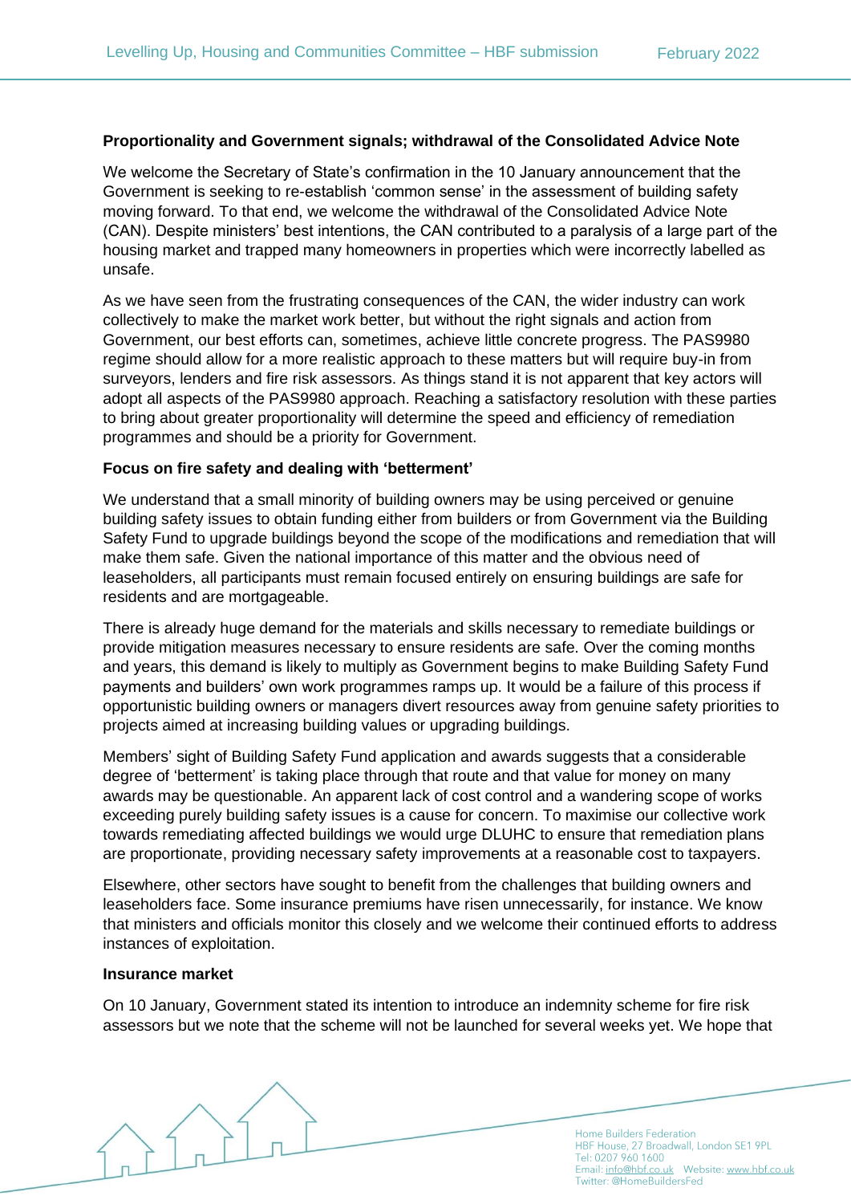**Proportionality and Government signals; withdrawal of the Consolidated Advice Note**

We welcome the Secretary of State's confirmation in the 10 January announcement that the Government is seeking to re-establish 'common sense' in the assessment of building safety moving forward. To that end, we welcome the withdrawal of the Consolidated Advice Note (CAN). Despite ministers' best intentions, the CAN contributed to a paralysis of a large part of the housing market and trapped many homeowners in properties which were incorrectly labelled as unsafe.

As we have seen from the frustrating consequences of the CAN, the wider industry can work collectively to make the market work better, but without the right signals and action from Government, our best efforts can, sometimes, achieve little concrete progress. The PAS9980 regime should allow for a more realistic approach to these matters but will require buy-in from surveyors, lenders and fire risk assessors. As things stand it is not apparent that key actors will adopt all aspects of the PAS9980 approach. Reaching a satisfactory resolution with these parties to bring about greater proportionality will determine the speed and efficiency of remediation programmes and should be a priority for Government.

**Focus on fire safety and dealing with 'betterment'**

We understand that a small minority of building owners may be using perceived or genuine building safety issues to obtain funding either from builders or from Government via the Building Safety Fund to upgrade buildings beyond the scope of the modifications and remediation that will make them safe. Given the national importance of this matter and the obvious need of leaseholders, all participants must remain focused entirely on ensuring buildings are safe for residents and are mortgageable.

There is already huge demand for the materials and skills necessary to remediate buildings or provide mitigation measures necessary to ensure residents are safe. Over the coming months and years, this demand is likely to multiply as Government begins to make Building Safety Fund payments and builders' own work programmes ramps up. It would be a failure of this process if opportunistic building owners or managers divert resources away from genuine safety priorities to projects aimed at increasing building values or upgrading buildings.

Members' sight of Building Safety Fund application and awards suggests that a considerable degree of 'betterment' is taking place through that route and that value for money on many awards may be questionable. An apparent lack of cost control and a wandering scope of works exceeding purely building safety issues is a cause for concern. To maximise our collective work towards remediating affected buildings we would urge DLUHC to ensure that remediation plans are proportionate, providing necessary safety improvements at a reasonable cost to taxpayers.

Elsewhere, other sectors have sought to benefit from the challenges that building owners and leaseholders face. Some insurance premiums have risen unnecessarily, for instance. We know that ministers and officials monitor this closely and we welcome their continued efforts to address instances of exploitation.

**Insurance market**

On 10 January, Government stated its intention to introduce an indemnity scheme for fire risk assessors but we note that the scheme will not be launched for several weeks yet. We hope that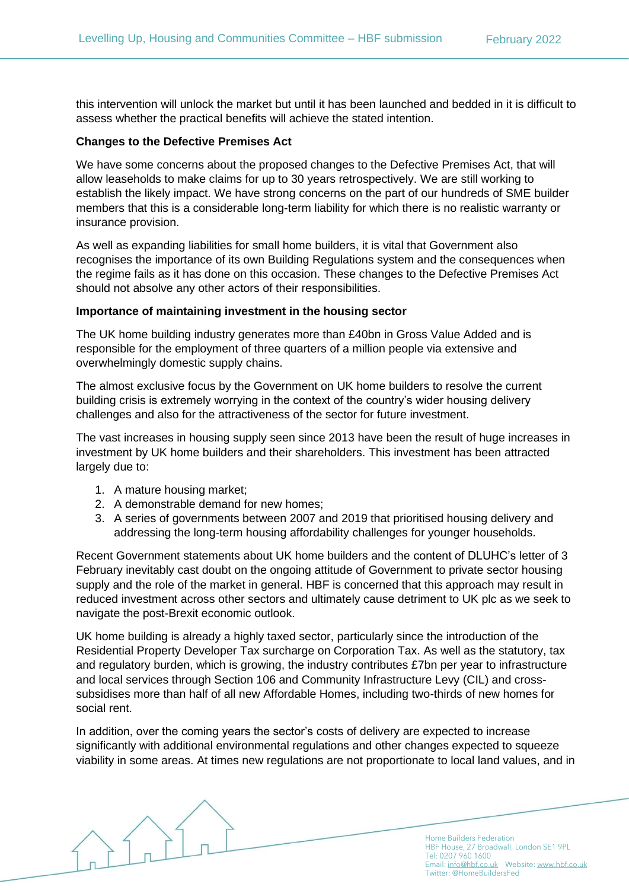this intervention will unlock the market but until it has been launched and bedded in it is difficult to assess whether the practical benefits will achieve the stated intention.

**Changes to the Defective Premises Act**

We have some concerns about the proposed changes to the Defective Premises Act, that will allow leaseholds to make claims for up to 30 years retrospectively. We are still working to establish the likely impact. We have strong concerns on the part of our hundreds of SME builder members that this is a considerable long-term liability for which there is no realistic warranty or insurance provision.

As well as expanding liabilities for small home builders, it is vital that Government also recognises the importance of its own Building Regulations system and the consequences when the regime fails as it has done on this occasion. These changes to the Defective Premises Act should not absolve any other actors of their responsibilities.

**Importance of maintaining investment in the housing sector**

The UK home building industry generates more than £40bn in Gross Value Added and is responsible for the employment of three quarters of a million people via extensive and overwhelmingly domestic supply chains.

The almost exclusive focus by the Government on UK home builders to resolve the current building crisis is extremely worrying in the context of the country's wider housing delivery challenges and also for the attractiveness of the sector for future investment.

The vast increases in housing supply seen since 2013 have been the result of huge increases in investment by UK home builders and their shareholders. This investment has been attracted largely due to:

1. A mature housing market;
2. A demonstrable demand for new homes;
3. A series of governments between 2007 and 2019 that prioritised housing delivery and addressing the long-term housing affordability challenges for younger households.

Recent Government statements about UK home builders and the content of DLUHC's letter of 3 February inevitably cast doubt on the ongoing attitude of Government to private sector housing supply and the role of the market in general. HBF is concerned that this approach may result in reduced investment across other sectors and ultimately cause detriment to UK plc as we seek to navigate the post-Brexit economic outlook.

UK home building is already a highly taxed sector, particularly since the introduction of the Residential Property Developer Tax surcharge on Corporation Tax. As well as the statutory, tax and regulatory burden, which is growing, the industry contributes £7bn per year to infrastructure and local services through Section 106 and Community Infrastructure Levy (CIL) and cross-subsidises more than half of all new Affordable Homes, including two-thirds of new homes for social rent.

In addition, over the coming years the sector's costs of delivery are expected to increase significantly with additional environmental regulations and other changes expected to squeeze viability in some areas. At times new regulations are not proportionate to local land values, and in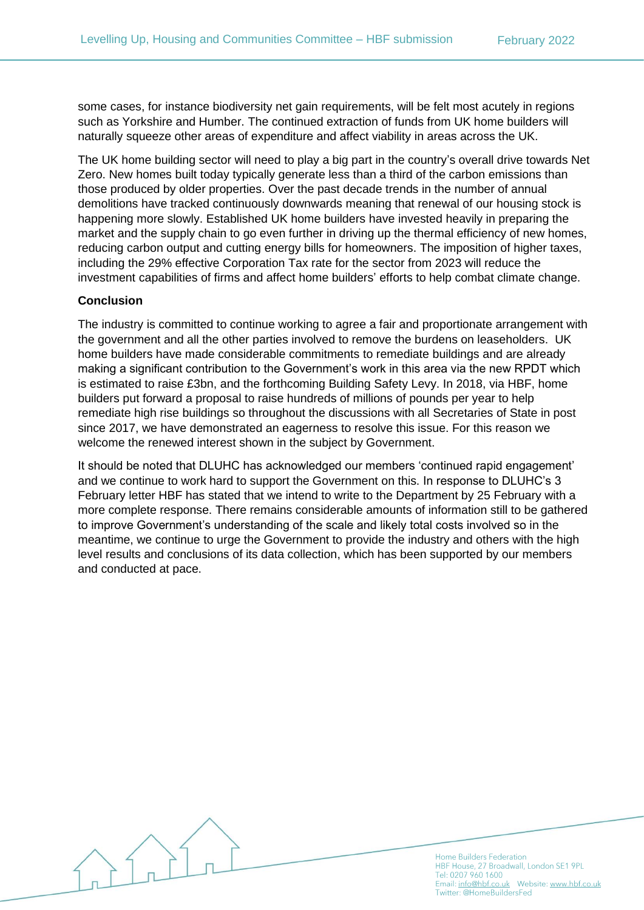some cases, for instance biodiversity net gain requirements, will be felt most acutely in regions such as Yorkshire and Humber. The continued extraction of funds from UK home builders will naturally squeeze other areas of expenditure and affect viability in areas across the UK.

The UK home building sector will need to play a big part in the country's overall drive towards Net Zero. New homes built today typically generate less than a third of the carbon emissions than those produced by older properties. Over the past decade trends in the number of annual demolitions have tracked continuously downwards meaning that renewal of our housing stock is happening more slowly. Established UK home builders have invested heavily in preparing the market and the supply chain to go even further in driving up the thermal efficiency of new homes, reducing carbon output and cutting energy bills for homeowners. The imposition of higher taxes, including the 29% effective Corporation Tax rate for the sector from 2023 will reduce the investment capabilities of firms and affect home builders' efforts to help combat climate change.

**Conclusion**

The industry is committed to continue working to agree a fair and proportionate arrangement with the government and all the other parties involved to remove the burdens on leaseholders. UK home builders have made considerable commitments to remediate buildings and are already making a significant contribution to the Government's work in this area via the new RPDT which is estimated to raise £3bn, and the forthcoming Building Safety Levy. In 2018, via HBF, home builders put forward a proposal to raise hundreds of millions of pounds per year to help remediate high rise buildings so throughout the discussions with all Secretaries of State in post since 2017, we have demonstrated an eagerness to resolve this issue. For this reason we welcome the renewed interest shown in the subject by Government.

It should be noted that DLUHC has acknowledged our members 'continued rapid engagement' and we continue to work hard to support the Government on this. In response to DLUHC's 3 February letter HBF has stated that we intend to write to the Department by 25 February with a more complete response. There remains considerable amounts of information still to be gathered to improve Government's understanding of the scale and likely total costs involved so in the meantime, we continue to urge the Government to provide the industry and others with the high level results and conclusions of its data collection, which has been supported by our members and conducted at pace.